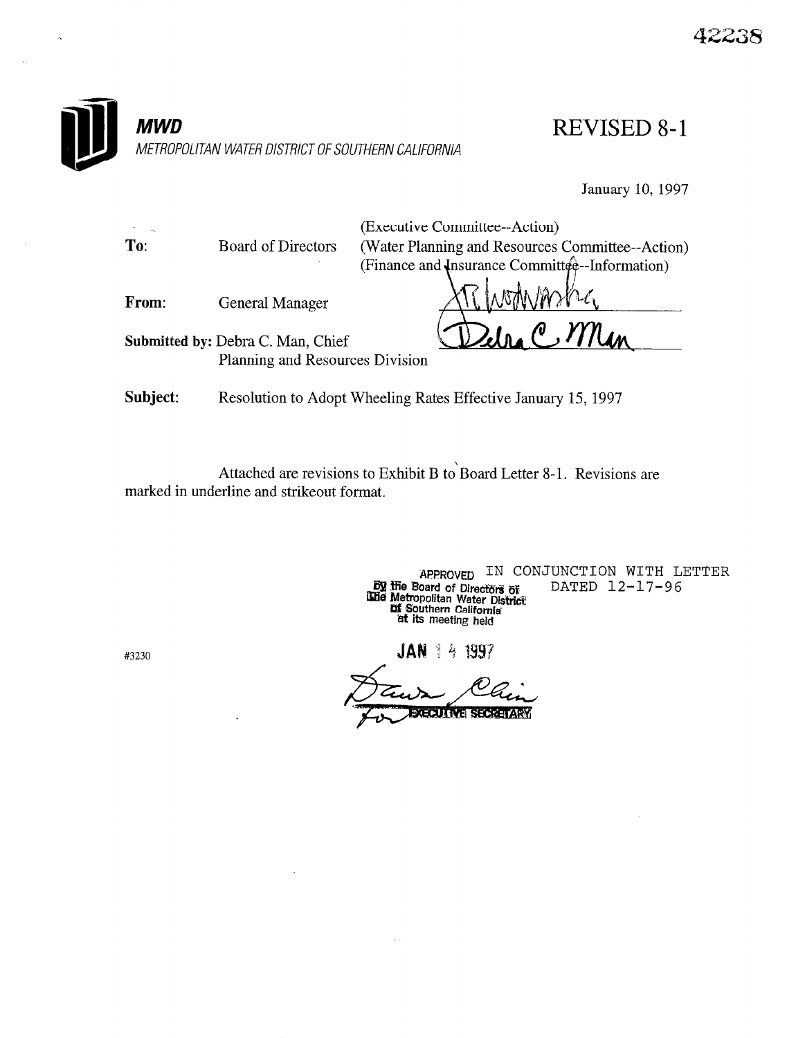42238

**MWD**

*METROPOLITAN WATER DISTRICT OF SOUTHERN CALIFORNIA*

# REVISED 8-1

January 10, 1997

**To:** Board of Directors (Executive Committee--Action)
(Water Planning and Resources Committee--Action)
(Finance and Insurance Committee--Information)

**From:** General Manager

**Submitted by:** Debra C. Man, Chief
Planning and Resources Division

**Subject:** Resolution to Adopt Wheeling Rates Effective January 15, 1997

Attached are revisions to Exhibit B to Board Letter 8-1. Revisions are marked in underline and strikeout format.

APPROVED IN CONJUNCTION WITH LETTER DATED 12-17-96
by the Board of Directors of The Metropolitan Water District of Southern California at its meeting held

JAN 14 1997

For EXECUTIVE SECRETARY

#3230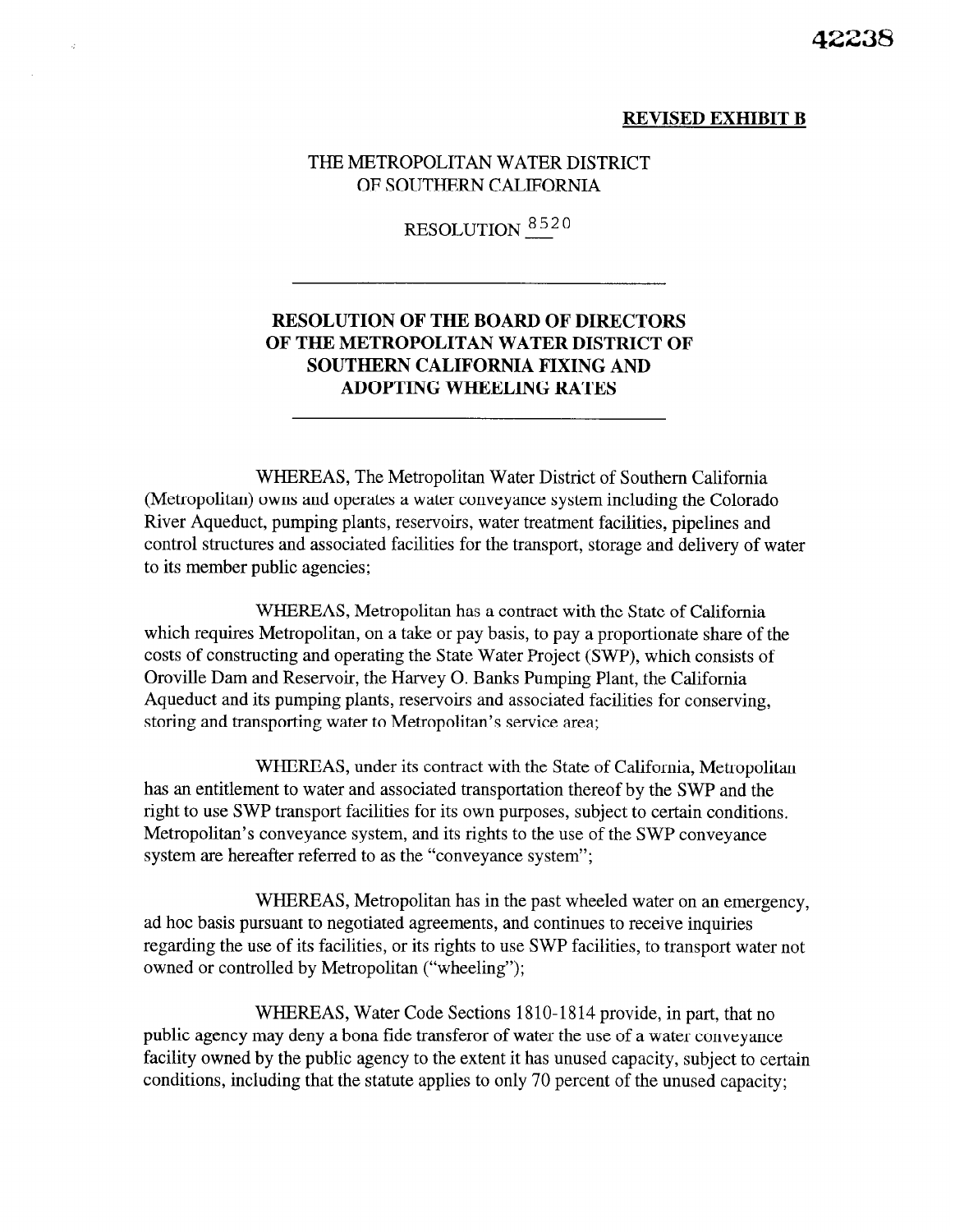**REVISED EXHIBIT B**

THE METROPOLITAN WATER DISTRICT OF SOUTHERN CALIFORNIA

RESOLUTION 8520

**RESOLUTION OF THE BOARD OF DIRECTORS OF THE METROPOLITAN WATER DISTRICT OF SOUTHERN CALIFORNIA FIXING AND ADOPTING WHEELING RATES**

WHEREAS, The Metropolitan Water District of Southern California (Metropolitan) owns and operates a water conveyance system including the Colorado River Aqueduct, pumping plants, reservoirs, water treatment facilities, pipelines and control structures and associated facilities for the transport, storage and delivery of water to its member public agencies;

WHEREAS, Metropolitan has a contract with the State of California which requires Metropolitan, on a take or pay basis, to pay a proportionate share of the costs of constructing and operating the State Water Project (SWP), which consists of Oroville Dam and Reservoir, the Harvey O. Banks Pumping Plant, the California Aqueduct and its pumping plants, reservoirs and associated facilities for conserving, storing and transporting water to Metropolitan's service area;

WHEREAS, under its contract with the State of California, Metropolitan has an entitlement to water and associated transportation thereof by the SWP and the right to use SWP transport facilities for its own purposes, subject to certain conditions. Metropolitan's conveyance system, and its rights to the use of the SWP conveyance system are hereafter referred to as the "conveyance system";

WHEREAS, Metropolitan has in the past wheeled water on an emergency, ad hoc basis pursuant to negotiated agreements, and continues to receive inquiries regarding the use of its facilities, or its rights to use SWP facilities, to transport water not owned or controlled by Metropolitan ("wheeling");

WHEREAS, Water Code Sections 1810-1814 provide, in part, that no public agency may deny a bona fide transferor of water the use of a water conveyance facility owned by the public agency to the extent it has unused capacity, subject to certain conditions, including that the statute applies to only 70 percent of the unused capacity;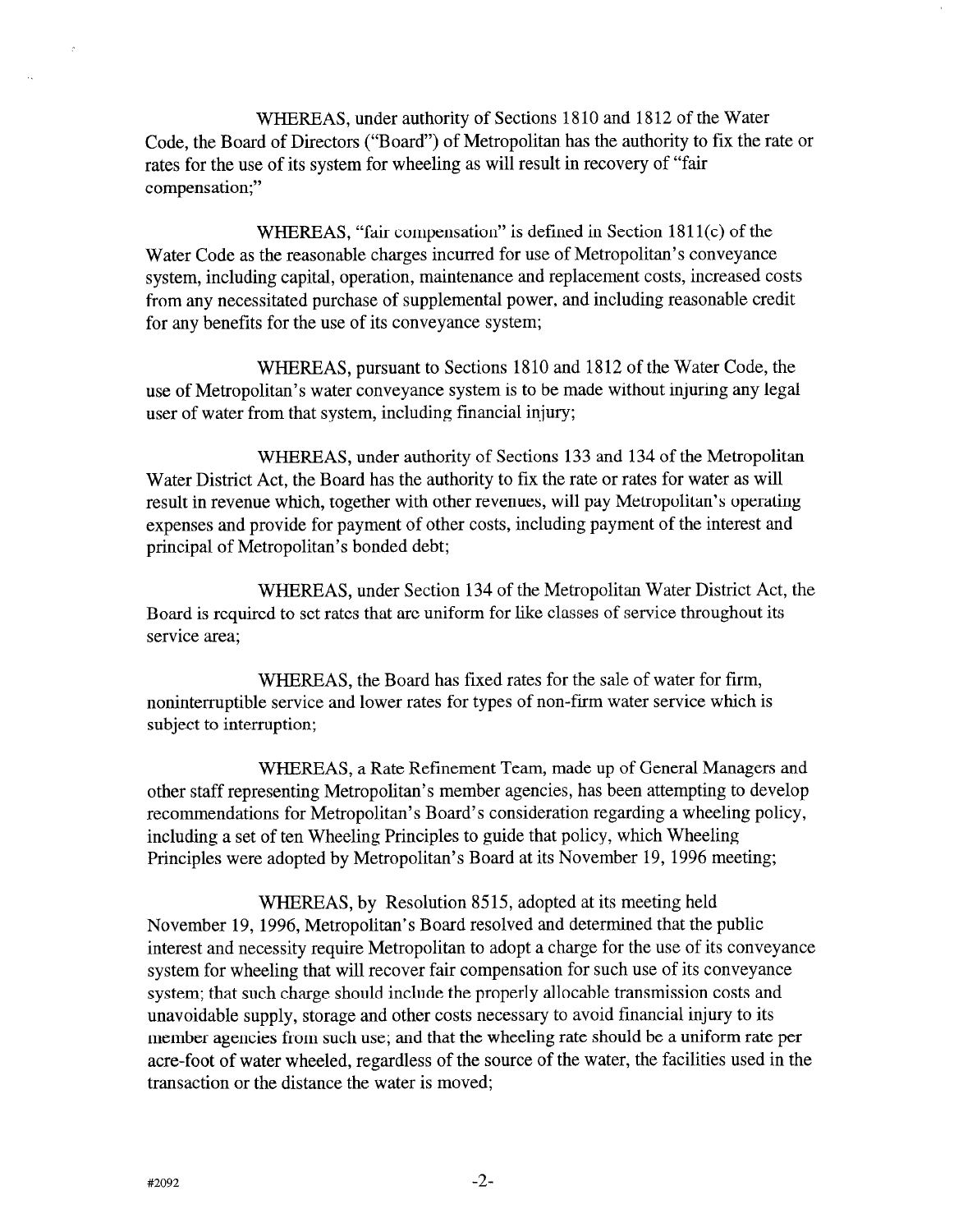WHEREAS, under authority of Sections 1810 and 1812 of the Water Code, the Board of Directors ("Board") of Metropolitan has the authority to fix the rate or rates for the use of its system for wheeling as will result in recovery of "fair compensation;"

WHEREAS, "fair compensation" is defined in Section 1811(c) of the Water Code as the reasonable charges incurred for use of Metropolitan's conveyance system, including capital, operation, maintenance and replacement costs, increased costs from any necessitated purchase of supplemental power, and including reasonable credit for any benefits for the use of its conveyance system;

WHEREAS, pursuant to Sections 1810 and 1812 of the Water Code, the use of Metropolitan's water conveyance system is to be made without injuring any legal user of water from that system, including financial injury;

WHEREAS, under authority of Sections 133 and 134 of the Metropolitan Water District Act, the Board has the authority to fix the rate or rates for water as will result in revenue which, together with other revenues, will pay Metropolitan's operating expenses and provide for payment of other costs, including payment of the interest and principal of Metropolitan's bonded debt;

WHEREAS, under Section 134 of the Metropolitan Water District Act, the Board is required to set rates that are uniform for like classes of service throughout its service area;

WHEREAS, the Board has fixed rates for the sale of water for firm, noninterruptible service and lower rates for types of non-firm water service which is subject to interruption;

WHEREAS, a Rate Refinement Team, made up of General Managers and other staff representing Metropolitan's member agencies, has been attempting to develop recommendations for Metropolitan's Board's consideration regarding a wheeling policy, including a set of ten Wheeling Principles to guide that policy, which Wheeling Principles were adopted by Metropolitan's Board at its November 19, 1996 meeting;

WHEREAS, by Resolution 8515, adopted at its meeting held November 19, 1996, Metropolitan's Board resolved and determined that the public interest and necessity require Metropolitan to adopt a charge for the use of its conveyance system for wheeling that will recover fair compensation for such use of its conveyance system; that such charge should include the properly allocable transmission costs and unavoidable supply, storage and other costs necessary to avoid financial injury to its member agencies from such use; and that the wheeling rate should be a uniform rate per acre-foot of water wheeled, regardless of the source of the water, the facilities used in the transaction or the distance the water is moved;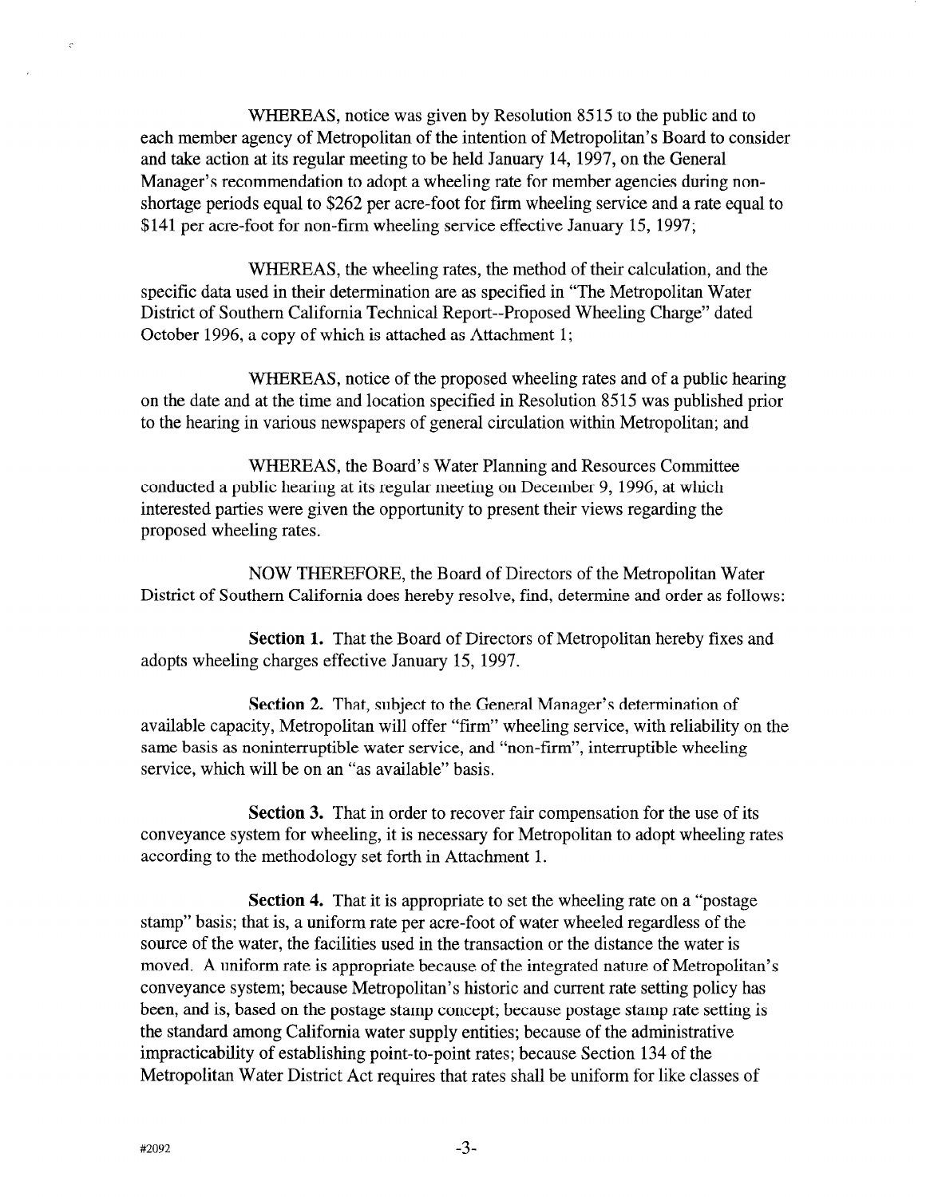WHEREAS, notice was given by Resolution 8515 to the public and to each member agency of Metropolitan of the intention of Metropolitan's Board to consider and take action at its regular meeting to be held January 14, 1997, on the General Manager's recommendation to adopt a wheeling rate for member agencies during non-shortage periods equal to $262 per acre-foot for firm wheeling service and a rate equal to $141 per acre-foot for non-firm wheeling service effective January 15, 1997;

WHEREAS, the wheeling rates, the method of their calculation, and the specific data used in their determination are as specified in "The Metropolitan Water District of Southern California Technical Report--Proposed Wheeling Charge" dated October 1996, a copy of which is attached as Attachment 1;

WHEREAS, notice of the proposed wheeling rates and of a public hearing on the date and at the time and location specified in Resolution 8515 was published prior to the hearing in various newspapers of general circulation within Metropolitan; and

WHEREAS, the Board's Water Planning and Resources Committee conducted a public hearing at its regular meeting on December 9, 1996, at which interested parties were given the opportunity to present their views regarding the proposed wheeling rates.

NOW THEREFORE, the Board of Directors of the Metropolitan Water District of Southern California does hereby resolve, find, determine and order as follows:

**Section 1.** That the Board of Directors of Metropolitan hereby fixes and adopts wheeling charges effective January 15, 1997.

**Section 2.** That, subject to the General Manager's determination of available capacity, Metropolitan will offer "firm" wheeling service, with reliability on the same basis as noninterruptible water service, and "non-firm", interruptible wheeling service, which will be on an "as available" basis.

**Section 3.** That in order to recover fair compensation for the use of its conveyance system for wheeling, it is necessary for Metropolitan to adopt wheeling rates according to the methodology set forth in Attachment 1.

**Section 4.** That it is appropriate to set the wheeling rate on a "postage stamp" basis; that is, a uniform rate per acre-foot of water wheeled regardless of the source of the water, the facilities used in the transaction or the distance the water is moved. A uniform rate is appropriate because of the integrated nature of Metropolitan's conveyance system; because Metropolitan's historic and current rate setting policy has been, and is, based on the postage stamp concept; because postage stamp rate setting is the standard among California water supply entities; because of the administrative impracticability of establishing point-to-point rates; because Section 134 of the Metropolitan Water District Act requires that rates shall be uniform for like classes of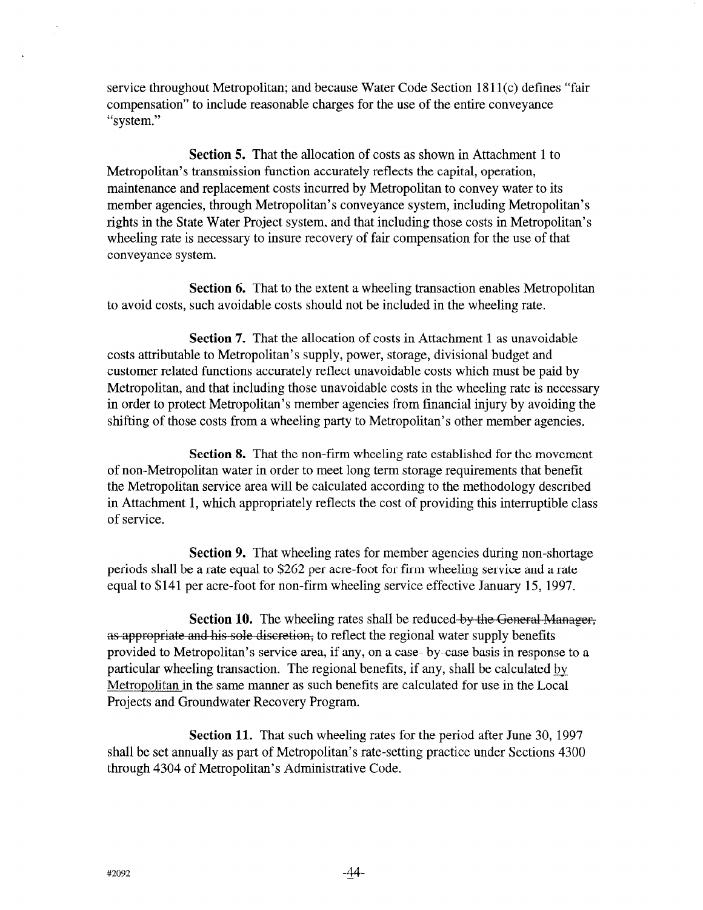service throughout Metropolitan; and because Water Code Section 1811(c) defines "fair compensation" to include reasonable charges for the use of the entire conveyance "system."

**Section 5.** That the allocation of costs as shown in Attachment 1 to Metropolitan's transmission function accurately reflects the capital, operation, maintenance and replacement costs incurred by Metropolitan to convey water to its member agencies, through Metropolitan's conveyance system, including Metropolitan's rights in the State Water Project system, and that including those costs in Metropolitan's wheeling rate is necessary to insure recovery of fair compensation for the use of that conveyance system.

**Section 6.** That to the extent a wheeling transaction enables Metropolitan to avoid costs, such avoidable costs should not be included in the wheeling rate.

**Section 7.** That the allocation of costs in Attachment 1 as unavoidable costs attributable to Metropolitan's supply, power, storage, divisional budget and customer related functions accurately reflect unavoidable costs which must be paid by Metropolitan, and that including those unavoidable costs in the wheeling rate is necessary in order to protect Metropolitan's member agencies from financial injury by avoiding the shifting of those costs from a wheeling party to Metropolitan's other member agencies.

**Section 8.** That the non-firm wheeling rate established for the movement of non-Metropolitan water in order to meet long term storage requirements that benefit the Metropolitan service area will be calculated according to the methodology described in Attachment 1, which appropriately reflects the cost of providing this interruptible class of service.

**Section 9.** That wheeling rates for member agencies during non-shortage periods shall be a rate equal to $262 per acre-foot for firm wheeling service and a rate equal to $141 per acre-foot for non-firm wheeling service effective January 15, 1997.

**Section 10.** The wheeling rates shall be reduced ~~by the General Manager, as appropriate and his sole discretion,~~ to reflect the regional water supply benefits provided to Metropolitan's service area, if any, on a case- by-case basis in response to a particular wheeling transaction. The regional benefits, if any, shall be calculated <u>by Metropolitan</u> in the same manner as such benefits are calculated for use in the Local Projects and Groundwater Recovery Program.

**Section 11.** That such wheeling rates for the period after June 30, 1997 shall be set annually as part of Metropolitan's rate-setting practice under Sections 4300 through 4304 of Metropolitan's Administrative Code.

#2092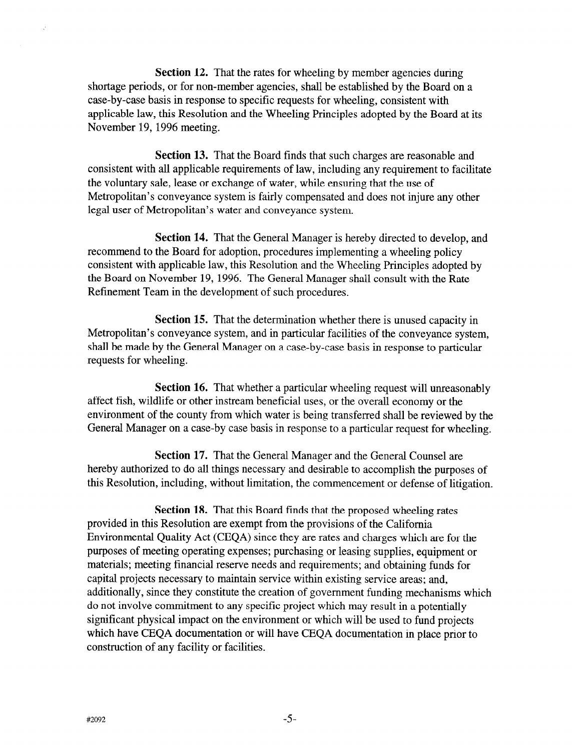**Section 12.** That the rates for wheeling by member agencies during shortage periods, or for non-member agencies, shall be established by the Board on a case-by-case basis in response to specific requests for wheeling, consistent with applicable law, this Resolution and the Wheeling Principles adopted by the Board at its November 19, 1996 meeting.

**Section 13.** That the Board finds that such charges are reasonable and consistent with all applicable requirements of law, including any requirement to facilitate the voluntary sale, lease or exchange of water, while ensuring that the use of Metropolitan's conveyance system is fairly compensated and does not injure any other legal user of Metropolitan's water and conveyance system.

**Section 14.** That the General Manager is hereby directed to develop, and recommend to the Board for adoption, procedures implementing a wheeling policy consistent with applicable law, this Resolution and the Wheeling Principles adopted by the Board on November 19, 1996. The General Manager shall consult with the Rate Refinement Team in the development of such procedures.

**Section 15.** That the determination whether there is unused capacity in Metropolitan's conveyance system, and in particular facilities of the conveyance system, shall be made by the General Manager on a case-by-case basis in response to particular requests for wheeling.

**Section 16.** That whether a particular wheeling request will unreasonably affect fish, wildlife or other instream beneficial uses, or the overall economy or the environment of the county from which water is being transferred shall be reviewed by the General Manager on a case-by case basis in response to a particular request for wheeling.

**Section 17.** That the General Manager and the General Counsel are hereby authorized to do all things necessary and desirable to accomplish the purposes of this Resolution, including, without limitation, the commencement or defense of litigation.

**Section 18.** That this Board finds that the proposed wheeling rates provided in this Resolution are exempt from the provisions of the California Environmental Quality Act (CEQA) since they are rates and charges which are for the purposes of meeting operating expenses; purchasing or leasing supplies, equipment or materials; meeting financial reserve needs and requirements; and obtaining funds for capital projects necessary to maintain service within existing service areas; and, additionally, since they constitute the creation of government funding mechanisms which do not involve commitment to any specific project which may result in a potentially significant physical impact on the environment or which will be used to fund projects which have CEQA documentation or will have CEQA documentation in place prior to construction of any facility or facilities.

#2092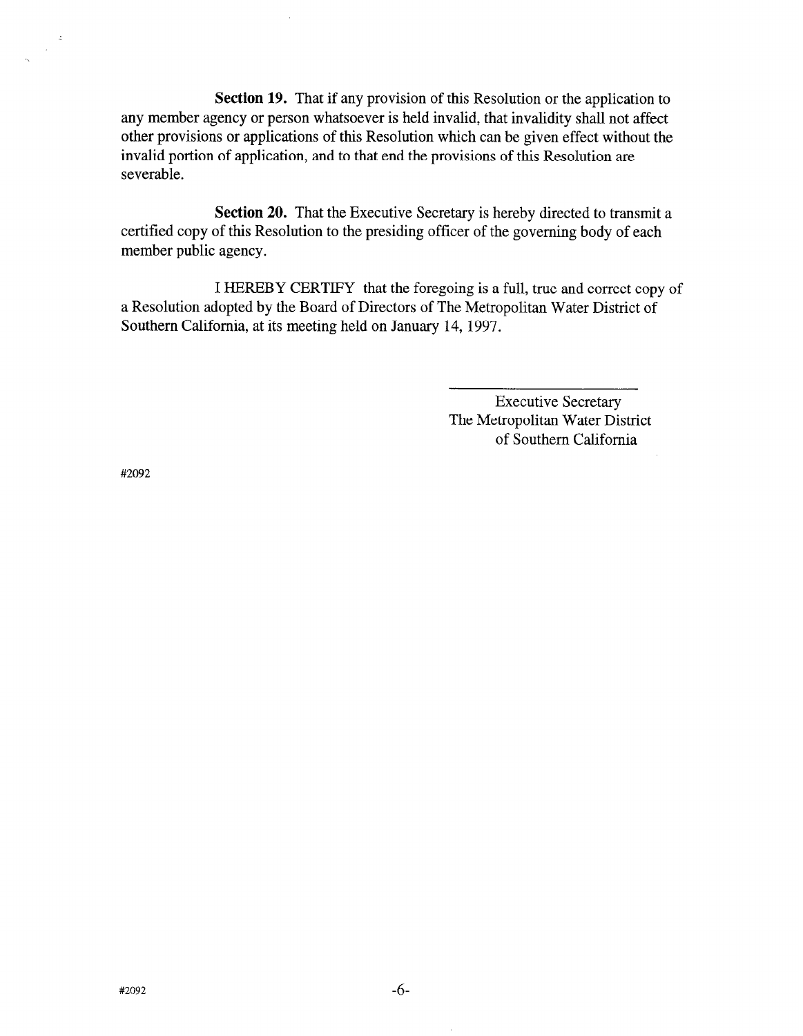**Section 19.** That if any provision of this Resolution or the application to any member agency or person whatsoever is held invalid, that invalidity shall not affect other provisions or applications of this Resolution which can be given effect without the invalid portion of application, and to that end the provisions of this Resolution are severable.

**Section 20.** That the Executive Secretary is hereby directed to transmit a certified copy of this Resolution to the presiding officer of the governing body of each member public agency.

I HEREBY CERTIFY that the foregoing is a full, true and correct copy of a Resolution adopted by the Board of Directors of The Metropolitan Water District of Southern California, at its meeting held on January 14, 1997.

Executive Secretary
The Metropolitan Water District
of Southern California

#2092